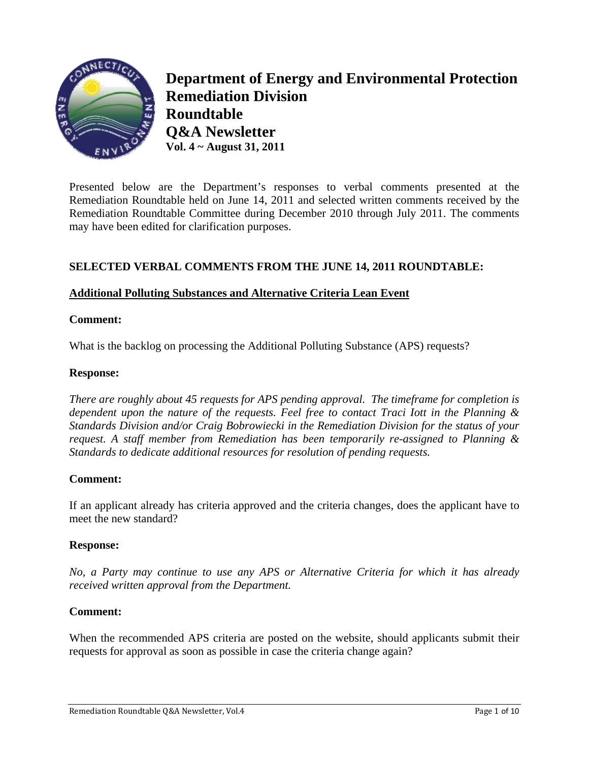# Department of Energy and Environmental Protection
# Remediation Division
# Roundtable
# Q&A Newsletter
**Vol. 4 ~ August 31, 2011**

Presented below are the Department's responses to verbal comments presented at the Remediation Roundtable held on June 14, 2011 and selected written comments received by the Remediation Roundtable Committee during December 2010 through July 2011. The comments may have been edited for clarification purposes.

## SELECTED VERBAL COMMENTS FROM THE JUNE 14, 2011 ROUNDTABLE:

### Additional Polluting Substances and Alternative Criteria Lean Event

**Comment:**

What is the backlog on processing the Additional Polluting Substance (APS) requests?

**Response:**

*There are roughly about 45 requests for APS pending approval. The timeframe for completion is dependent upon the nature of the requests. Feel free to contact Traci Iott in the Planning & Standards Division and/or Craig Bobrowiecki in the Remediation Division for the status of your request. A staff member from Remediation has been temporarily re-assigned to Planning & Standards to dedicate additional resources for resolution of pending requests.*

**Comment:**

If an applicant already has criteria approved and the criteria changes, does the applicant have to meet the new standard?

**Response:**

*No, a Party may continue to use any APS or Alternative Criteria for which it has already received written approval from the Department.*

**Comment:**

When the recommended APS criteria are posted on the website, should applicants submit their requests for approval as soon as possible in case the criteria change again?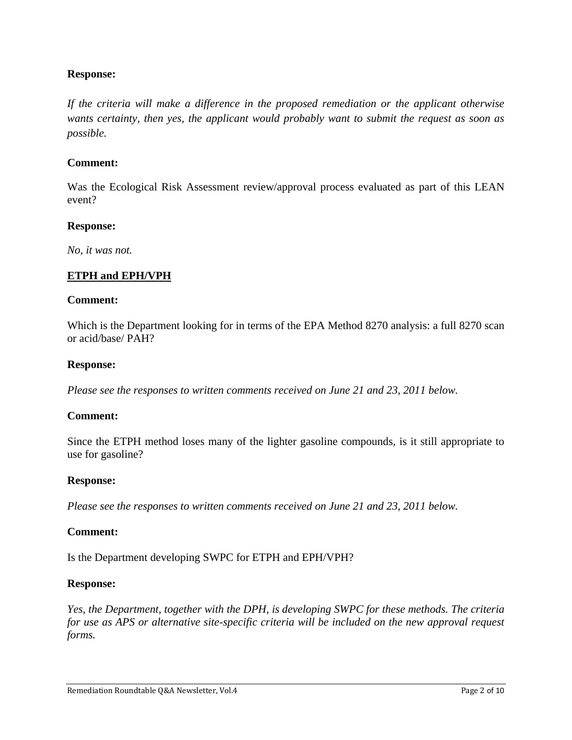**Response:**

*If the criteria will make a difference in the proposed remediation or the applicant otherwise wants certainty, then yes, the applicant would probably want to submit the request as soon as possible.*

**Comment:**

Was the Ecological Risk Assessment review/approval process evaluated as part of this LEAN event?

**Response:**

*No, it was not.*

## ETPH and EPH/VPH

**Comment:**

Which is the Department looking for in terms of the EPA Method 8270 analysis: a full 8270 scan or acid/base/ PAH?

**Response:**

*Please see the responses to written comments received on June 21 and 23, 2011 below.*

**Comment:**

Since the ETPH method loses many of the lighter gasoline compounds, is it still appropriate to use for gasoline?

**Response:**

*Please see the responses to written comments received on June 21 and 23, 2011 below.*

**Comment:**

Is the Department developing SWPC for ETPH and EPH/VPH?

**Response:**

*Yes, the Department, together with the DPH, is developing SWPC for these methods. The criteria for use as APS or alternative site-specific criteria will be included on the new approval request forms.*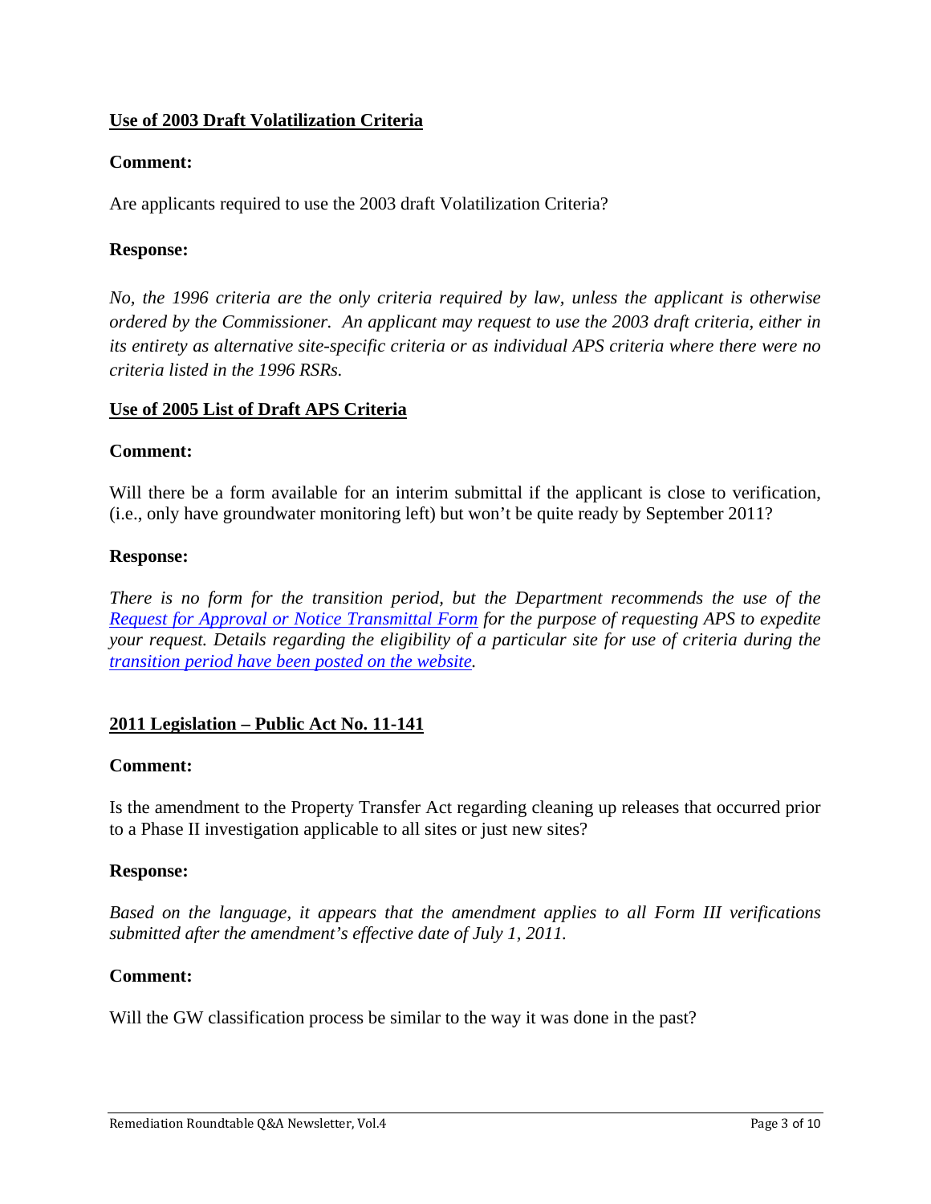## Use of 2003 Draft Volatilization Criteria

**Comment:**

Are applicants required to use the 2003 draft Volatilization Criteria?

**Response:**

*No, the 1996 criteria are the only criteria required by law, unless the applicant is otherwise ordered by the Commissioner. An applicant may request to use the 2003 draft criteria, either in its entirety as alternative site-specific criteria or as individual APS criteria where there were no criteria listed in the 1996 RSRs.*

## Use of 2005 List of Draft APS Criteria

**Comment:**

Will there be a form available for an interim submittal if the applicant is close to verification, (i.e., only have groundwater monitoring left) but won't be quite ready by September 2011?

**Response:**

*There is no form for the transition period, but the Department recommends the use of the [Request for Approval or Notice Transmittal Form]() for the purpose of requesting APS to expedite your request. Details regarding the eligibility of a particular site for use of criteria during the [transition period have been posted on the website]().*

## 2011 Legislation – Public Act No. 11-141

**Comment:**

Is the amendment to the Property Transfer Act regarding cleaning up releases that occurred prior to a Phase II investigation applicable to all sites or just new sites?

**Response:**

*Based on the language, it appears that the amendment applies to all Form III verifications submitted after the amendment's effective date of July 1, 2011.*

**Comment:**

Will the GW classification process be similar to the way it was done in the past?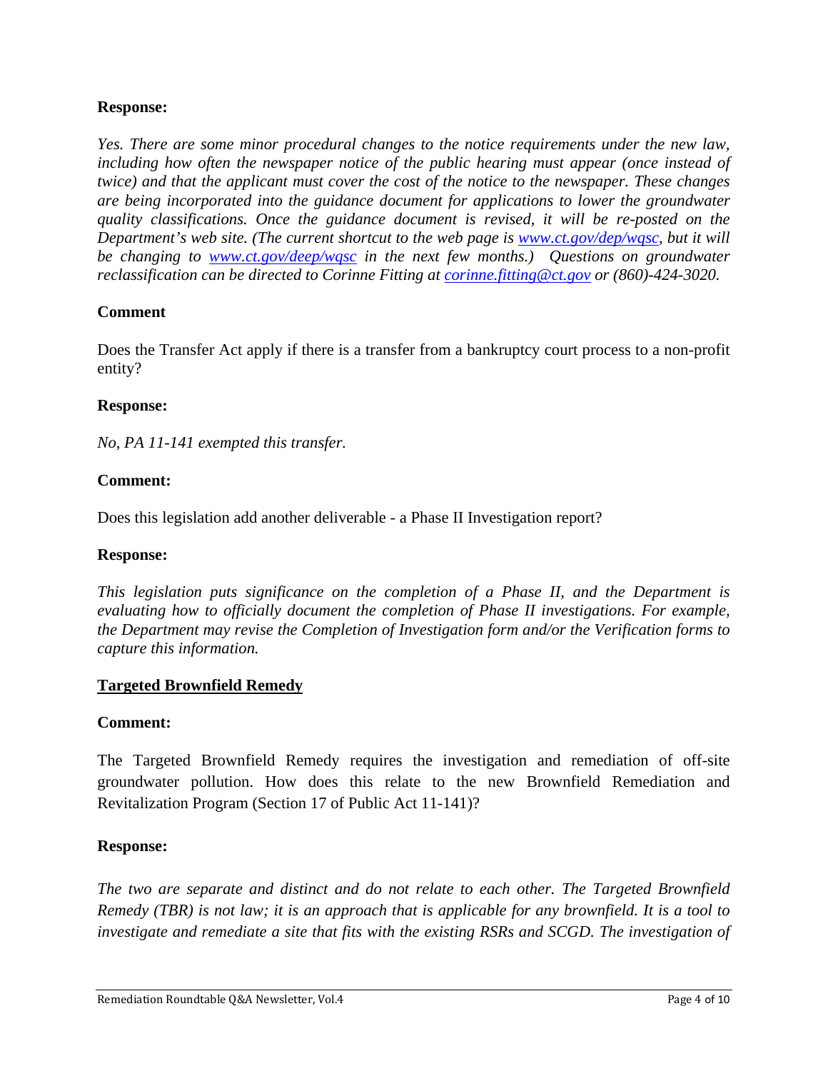**Response:**

*Yes. There are some minor procedural changes to the notice requirements under the new law, including how often the newspaper notice of the public hearing must appear (once instead of twice) and that the applicant must cover the cost of the notice to the newspaper. These changes are being incorporated into the guidance document for applications to lower the groundwater quality classifications. Once the guidance document is revised, it will be re-posted on the Department's web site. (The current shortcut to the web page is [www.ct.gov/dep/wqsc](www.ct.gov/dep/wqsc), but it will be changing to [www.ct.gov/deep/wqsc](www.ct.gov/deep/wqsc) in the next few months.) Questions on groundwater reclassification can be directed to Corinne Fitting at [corinne.fitting@ct.gov](mailto:corinne.fitting@ct.gov) or (860)-424-3020.*

**Comment**

Does the Transfer Act apply if there is a transfer from a bankruptcy court process to a non-profit entity?

**Response:**

*No, PA 11-141 exempted this transfer.*

**Comment:**

Does this legislation add another deliverable - a Phase II Investigation report?

**Response:**

*This legislation puts significance on the completion of a Phase II, and the Department is evaluating how to officially document the completion of Phase II investigations. For example, the Department may revise the Completion of Investigation form and/or the Verification forms to capture this information.*

## Targeted Brownfield Remedy

**Comment:**

The Targeted Brownfield Remedy requires the investigation and remediation of off-site groundwater pollution. How does this relate to the new Brownfield Remediation and Revitalization Program (Section 17 of Public Act 11-141)?

**Response:**

*The two are separate and distinct and do not relate to each other. The Targeted Brownfield Remedy (TBR) is not law; it is an approach that is applicable for any brownfield. It is a tool to investigate and remediate a site that fits with the existing RSRs and SCGD. The investigation of*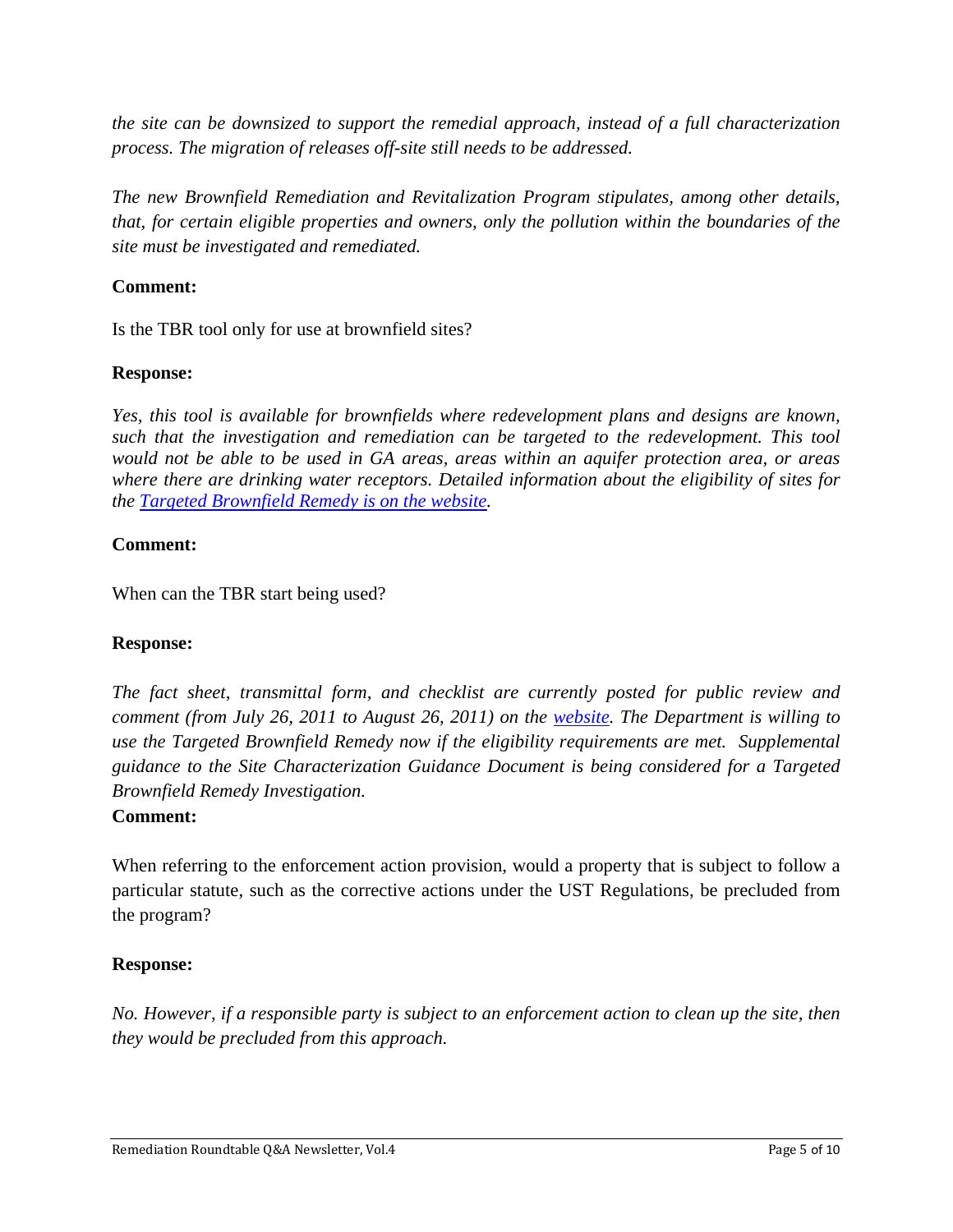*the site can be downsized to support the remedial approach, instead of a full characterization process. The migration of releases off-site still needs to be addressed.*

*The new Brownfield Remediation and Revitalization Program stipulates, among other details, that, for certain eligible properties and owners, only the pollution within the boundaries of the site must be investigated and remediated.*

**Comment:**

Is the TBR tool only for use at brownfield sites?

**Response:**

*Yes, this tool is available for brownfields where redevelopment plans and designs are known, such that the investigation and remediation can be targeted to the redevelopment. This tool would not be able to be used in GA areas, areas within an aquifer protection area, or areas where there are drinking water receptors. Detailed information about the eligibility of sites for the [Targeted Brownfield Remedy is on the website](#).*

**Comment:**

When can the TBR start being used?

**Response:**

*The fact sheet, transmittal form, and checklist are currently posted for public review and comment (from July 26, 2011 to August 26, 2011) on the [website](#). The Department is willing to use the Targeted Brownfield Remedy now if the eligibility requirements are met. Supplemental guidance to the Site Characterization Guidance Document is being considered for a Targeted Brownfield Remedy Investigation.*

**Comment:**

When referring to the enforcement action provision, would a property that is subject to follow a particular statute, such as the corrective actions under the UST Regulations, be precluded from the program?

**Response:**

*No. However, if a responsible party is subject to an enforcement action to clean up the site, then they would be precluded from this approach.*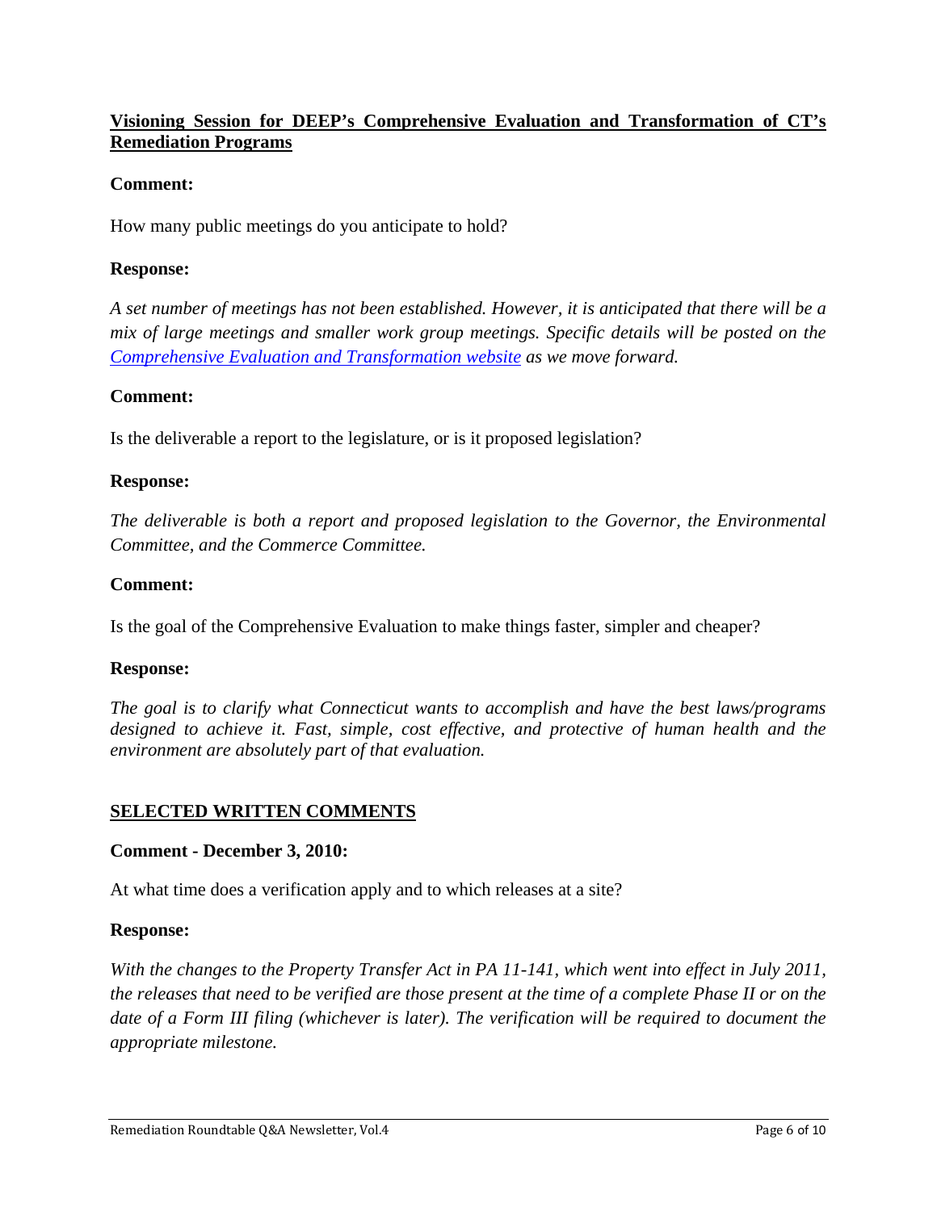## Visioning Session for DEEP's Comprehensive Evaluation and Transformation of CT's Remediation Programs

**Comment:**

How many public meetings do you anticipate to hold?

**Response:**

*A set number of meetings has not been established. However, it is anticipated that there will be a mix of large meetings and smaller work group meetings. Specific details will be posted on the [Comprehensive Evaluation and Transformation website]() as we move forward.*

**Comment:**

Is the deliverable a report to the legislature, or is it proposed legislation?

**Response:**

*The deliverable is both a report and proposed legislation to the Governor, the Environmental Committee, and the Commerce Committee.*

**Comment:**

Is the goal of the Comprehensive Evaluation to make things faster, simpler and cheaper?

**Response:**

*The goal is to clarify what Connecticut wants to accomplish and have the best laws/programs designed to achieve it. Fast, simple, cost effective, and protective of human health and the environment are absolutely part of that evaluation.*

## SELECTED WRITTEN COMMENTS

**Comment - December 3, 2010:**

At what time does a verification apply and to which releases at a site?

**Response:**

*With the changes to the Property Transfer Act in PA 11-141, which went into effect in July 2011, the releases that need to be verified are those present at the time of a complete Phase II or on the date of a Form III filing (whichever is later). The verification will be required to document the appropriate milestone.*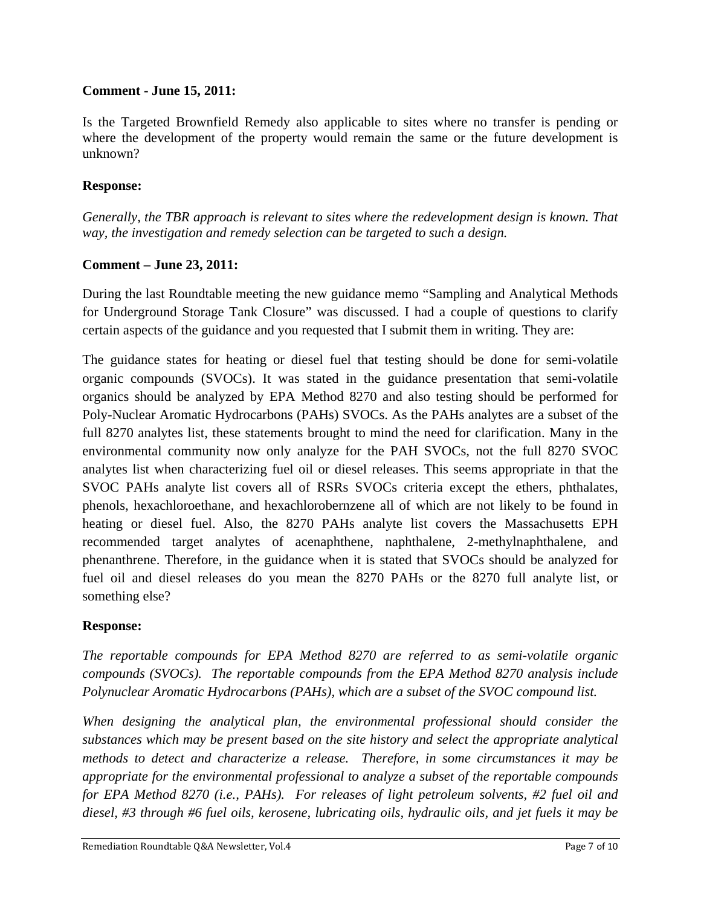**Comment - June 15, 2011:**

Is the Targeted Brownfield Remedy also applicable to sites where no transfer is pending or where the development of the property would remain the same or the future development is unknown?

**Response:**

*Generally, the TBR approach is relevant to sites where the redevelopment design is known. That way, the investigation and remedy selection can be targeted to such a design.*

**Comment – June 23, 2011:**

During the last Roundtable meeting the new guidance memo "Sampling and Analytical Methods for Underground Storage Tank Closure" was discussed. I had a couple of questions to clarify certain aspects of the guidance and you requested that I submit them in writing. They are:

The guidance states for heating or diesel fuel that testing should be done for semi-volatile organic compounds (SVOCs). It was stated in the guidance presentation that semi-volatile organics should be analyzed by EPA Method 8270 and also testing should be performed for Poly-Nuclear Aromatic Hydrocarbons (PAHs) SVOCs. As the PAHs analytes are a subset of the full 8270 analytes list, these statements brought to mind the need for clarification. Many in the environmental community now only analyze for the PAH SVOCs, not the full 8270 SVOC analytes list when characterizing fuel oil or diesel releases. This seems appropriate in that the SVOC PAHs analyte list covers all of RSRs SVOCs criteria except the ethers, phthalates, phenols, hexachloroethane, and hexachlorobernzene all of which are not likely to be found in heating or diesel fuel. Also, the 8270 PAHs analyte list covers the Massachusetts EPH recommended target analytes of acenaphthene, naphthalene, 2-methylnaphthalene, and phenanthrene. Therefore, in the guidance when it is stated that SVOCs should be analyzed for fuel oil and diesel releases do you mean the 8270 PAHs or the 8270 full analyte list, or something else?

**Response:**

*The reportable compounds for EPA Method 8270 are referred to as semi-volatile organic compounds (SVOCs). The reportable compounds from the EPA Method 8270 analysis include Polynuclear Aromatic Hydrocarbons (PAHs), which are a subset of the SVOC compound list.*

*When designing the analytical plan, the environmental professional should consider the substances which may be present based on the site history and select the appropriate analytical methods to detect and characterize a release. Therefore, in some circumstances it may be appropriate for the environmental professional to analyze a subset of the reportable compounds for EPA Method 8270 (i.e., PAHs). For releases of light petroleum solvents, #2 fuel oil and diesel, #3 through #6 fuel oils, kerosene, lubricating oils, hydraulic oils, and jet fuels it may be*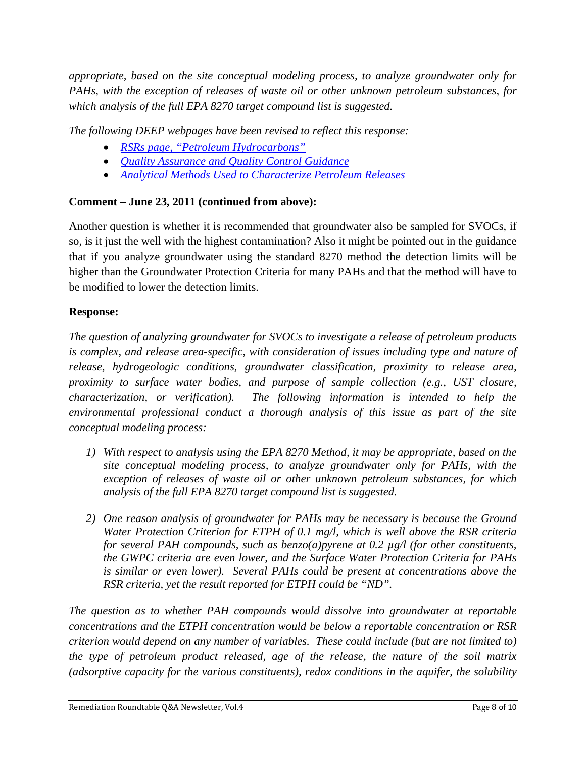*appropriate, based on the site conceptual modeling process, to analyze groundwater only for PAHs, with the exception of releases of waste oil or other unknown petroleum substances, for which analysis of the full EPA 8270 target compound list is suggested.*

*The following DEEP webpages have been revised to reflect this response:*

- *RSRs page, "Petroleum Hydrocarbons"*
- *Quality Assurance and Quality Control Guidance*
- *Analytical Methods Used to Characterize Petroleum Releases*

**Comment – June 23, 2011 (continued from above):**

Another question is whether it is recommended that groundwater also be sampled for SVOCs, if so, is it just the well with the highest contamination? Also it might be pointed out in the guidance that if you analyze groundwater using the standard 8270 method the detection limits will be higher than the Groundwater Protection Criteria for many PAHs and that the method will have to be modified to lower the detection limits.

**Response:**

*The question of analyzing groundwater for SVOCs to investigate a release of petroleum products is complex, and release area-specific, with consideration of issues including type and nature of release, hydrogeologic conditions, groundwater classification, proximity to release area, proximity to surface water bodies, and purpose of sample collection (e.g., UST closure, characterization, or verification). The following information is intended to help the environmental professional conduct a thorough analysis of this issue as part of the site conceptual modeling process:*

1) *With respect to analysis using the EPA 8270 Method, it may be appropriate, based on the site conceptual modeling process, to analyze groundwater only for PAHs, with the exception of releases of waste oil or other unknown petroleum substances, for which analysis of the full EPA 8270 target compound list is suggested.*

2) *One reason analysis of groundwater for PAHs may be necessary is because the Ground Water Protection Criterion for ETPH of 0.1 mg/l, which is well above the RSR criteria for several PAH compounds, such as benzo(a)pyrene at 0.2 µg/l (for other constituents, the GWPC criteria are even lower, and the Surface Water Protection Criteria for PAHs is similar or even lower). Several PAHs could be present at concentrations above the RSR criteria, yet the result reported for ETPH could be "ND".*

*The question as to whether PAH compounds would dissolve into groundwater at reportable concentrations and the ETPH concentration would be below a reportable concentration or RSR criterion would depend on any number of variables. These could include (but are not limited to) the type of petroleum product released, age of the release, the nature of the soil matrix (adsorptive capacity for the various constituents), redox conditions in the aquifer, the solubility*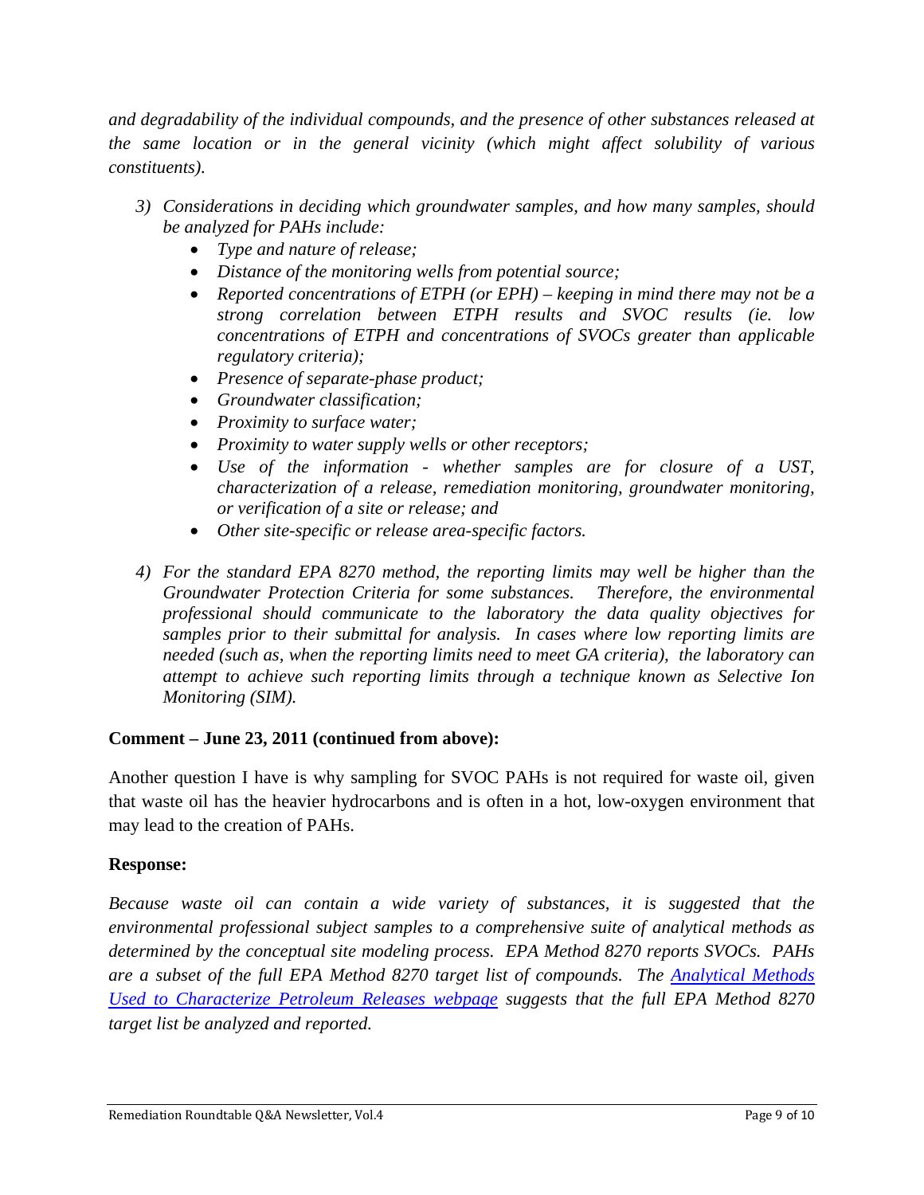*and degradability of the individual compounds, and the presence of other substances released at the same location or in the general vicinity (which might affect solubility of various constituents).*

3) *Considerations in deciding which groundwater samples, and how many samples, should be analyzed for PAHs include:*
   - *Type and nature of release;*
   - *Distance of the monitoring wells from potential source;*
   - *Reported concentrations of ETPH (or EPH) – keeping in mind there may not be a strong correlation between ETPH results and SVOC results (ie. low concentrations of ETPH and concentrations of SVOCs greater than applicable regulatory criteria);*
   - *Presence of separate-phase product;*
   - *Groundwater classification;*
   - *Proximity to surface water;*
   - *Proximity to water supply wells or other receptors;*
   - *Use of the information - whether samples are for closure of a UST, characterization of a release, remediation monitoring, groundwater monitoring, or verification of a site or release; and*
   - *Other site-specific or release area-specific factors.*

4) *For the standard EPA 8270 method, the reporting limits may well be higher than the Groundwater Protection Criteria for some substances. Therefore, the environmental professional should communicate to the laboratory the data quality objectives for samples prior to their submittal for analysis. In cases where low reporting limits are needed (such as, when the reporting limits need to meet GA criteria), the laboratory can attempt to achieve such reporting limits through a technique known as Selective Ion Monitoring (SIM).*

**Comment – June 23, 2011 (continued from above):**

Another question I have is why sampling for SVOC PAHs is not required for waste oil, given that waste oil has the heavier hydrocarbons and is often in a hot, low-oxygen environment that may lead to the creation of PAHs.

**Response:**

*Because waste oil can contain a wide variety of substances, it is suggested that the environmental professional subject samples to a comprehensive suite of analytical methods as determined by the conceptual site modeling process. EPA Method 8270 reports SVOCs. PAHs are a subset of the full EPA Method 8270 target list of compounds. The Analytical Methods Used to Characterize Petroleum Releases webpage suggests that the full EPA Method 8270 target list be analyzed and reported.*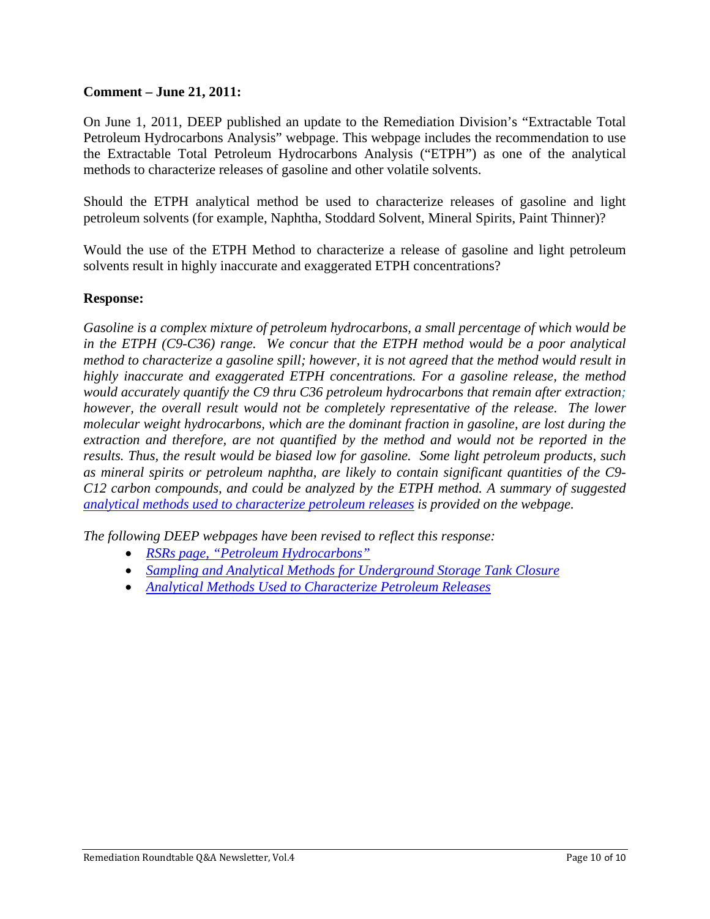**Comment – June 21, 2011:**

On June 1, 2011, DEEP published an update to the Remediation Division's "Extractable Total Petroleum Hydrocarbons Analysis" webpage. This webpage includes the recommendation to use the Extractable Total Petroleum Hydrocarbons Analysis ("ETPH") as one of the analytical methods to characterize releases of gasoline and other volatile solvents.

Should the ETPH analytical method be used to characterize releases of gasoline and light petroleum solvents (for example, Naphtha, Stoddard Solvent, Mineral Spirits, Paint Thinner)?

Would the use of the ETPH Method to characterize a release of gasoline and light petroleum solvents result in highly inaccurate and exaggerated ETPH concentrations?

**Response:**

*Gasoline is a complex mixture of petroleum hydrocarbons, a small percentage of which would be in the ETPH (C9-C36) range. We concur that the ETPH method would be a poor analytical method to characterize a gasoline spill; however, it is not agreed that the method would result in highly inaccurate and exaggerated ETPH concentrations. For a gasoline release, the method would accurately quantify the C9 thru C36 petroleum hydrocarbons that remain after extraction; however, the overall result would not be completely representative of the release. The lower molecular weight hydrocarbons, which are the dominant fraction in gasoline, are lost during the extraction and therefore, are not quantified by the method and would not be reported in the results. Thus, the result would be biased low for gasoline. Some light petroleum products, such as mineral spirits or petroleum naphtha, are likely to contain significant quantities of the C9-C12 carbon compounds, and could be analyzed by the ETPH method. A summary of suggested analytical methods used to characterize petroleum releases is provided on the webpage.*

*The following DEEP webpages have been revised to reflect this response:*

- *RSRs page, "Petroleum Hydrocarbons"*
- *Sampling and Analytical Methods for Underground Storage Tank Closure*
- *Analytical Methods Used to Characterize Petroleum Releases*